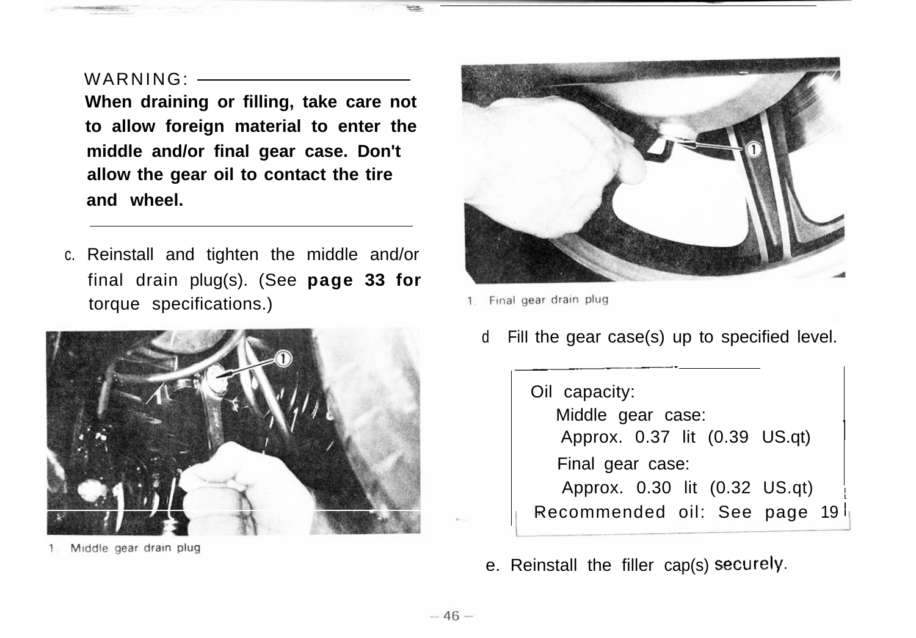**WARNING:**

**When draining or filling, take care not to allow foreign material to enter the middle and/or final gear case. Don't allow the gear oil to contact the tire and wheel.**

c. Reinstall and tighten the middle and/or final drain plug(s). (See **page 33 for** torque specifications.)

1. Middle gear drain plug

1. Final gear drain plug

d. Fill the gear case(s) up to specified level.

> Oil capacity:
> Middle gear case:
> Approx. 0.37 lit (0.39 US.qt)
> Final gear case:
> Approx. 0.30 lit (0.32 US.qt)
> Recommended oil: See page 19

e. Reinstall the filler cap(s) securely.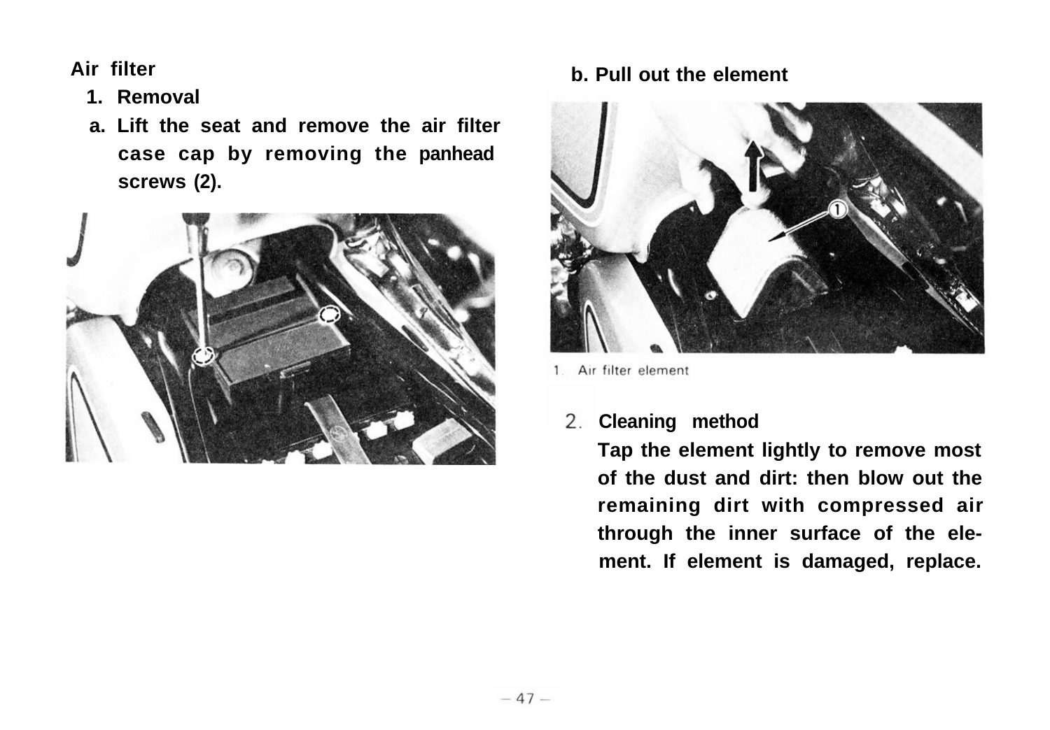## Air filter

### 1. Removal

a. Lift the seat and remove the air filter case cap by removing the panhead screws (2).

b. Pull out the element

1. Air filter element

### 2. Cleaning method

Tap the element lightly to remove most of the dust and dirt: then blow out the remaining dirt with compressed air through the inner surface of the element. If element is damaged, replace.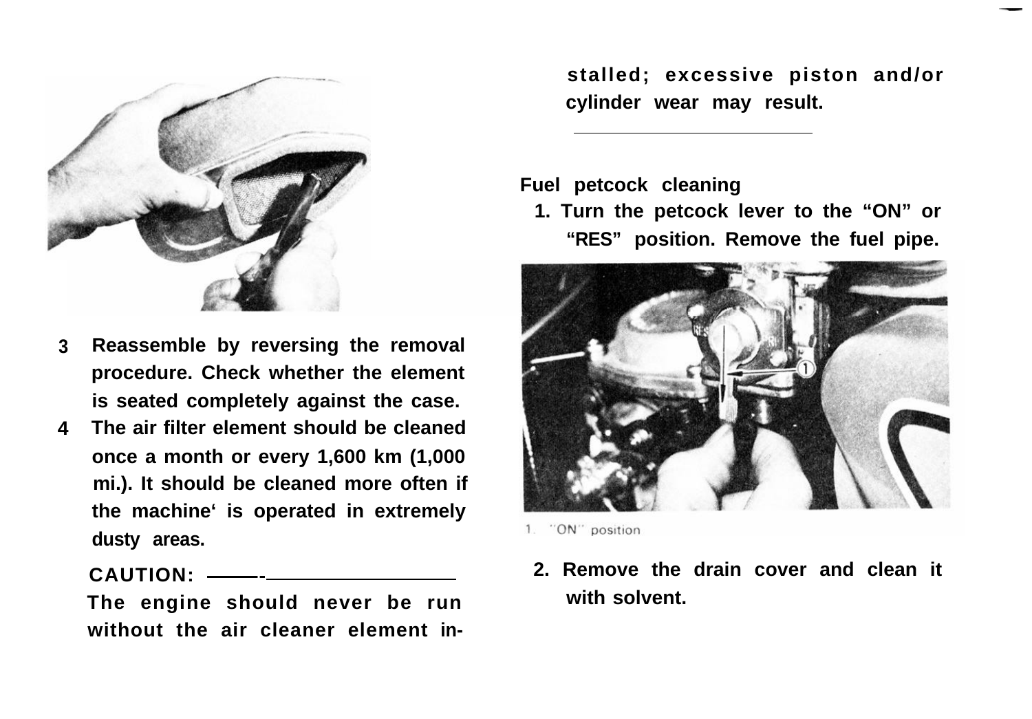3. Reassemble by reversing the removal procedure. Check whether the element is seated completely against the case.
4. The air filter element should be cleaned once a month or every 1,600 km (1,000 mi.). It should be cleaned more often if the machine' is operated in extremely dusty areas.

**CAUTION:**
**The engine should never be run without the air cleaner element installed; excessive piston and/or cylinder wear may result.**

**Fuel petcock cleaning**

1. Turn the petcock lever to the "ON" or "RES" position. Remove the fuel pipe.

1. "ON" position

2. Remove the drain cover and clean it with solvent.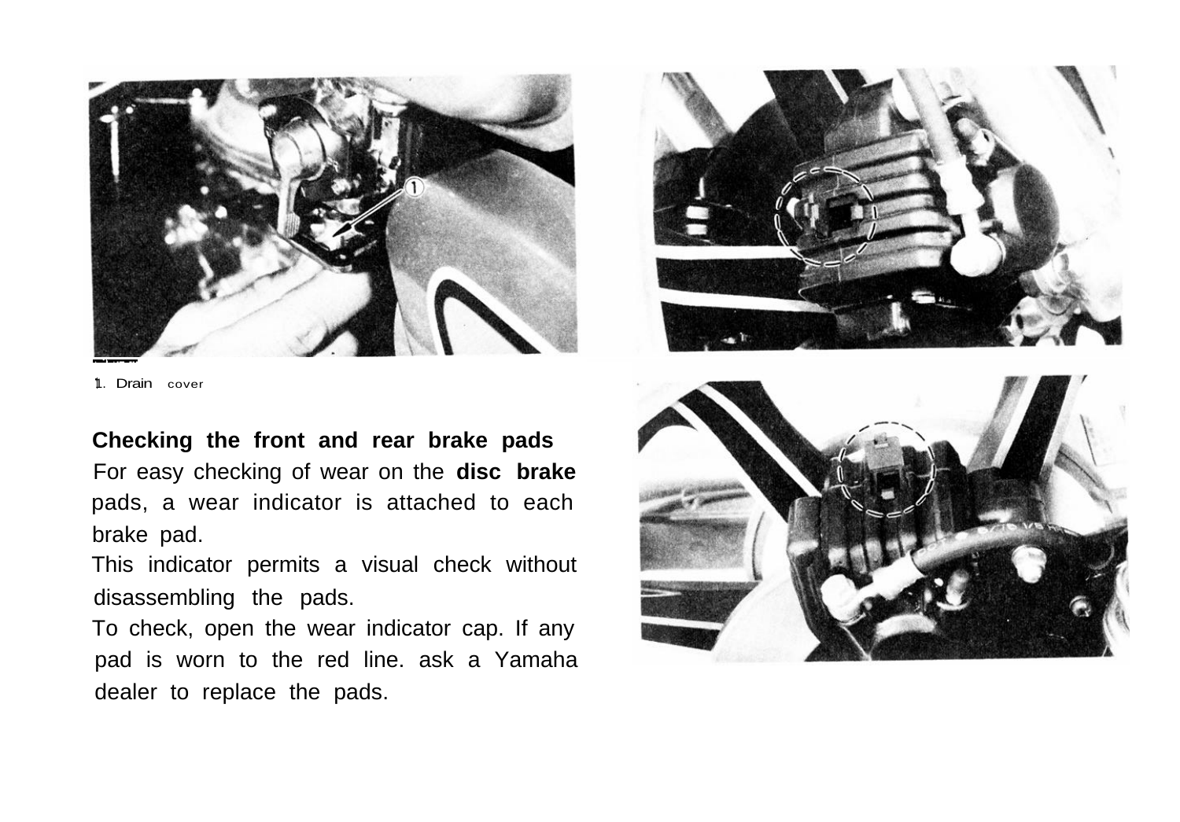1. Drain cover

**Checking the front and rear brake pads**

For easy checking of wear on the **disc brake** pads, a wear indicator is attached to each brake pad.

This indicator permits a visual check without disassembling the pads.

To check, open the wear indicator cap. If any pad is worn to the red line. ask a Yamaha dealer to replace the pads.